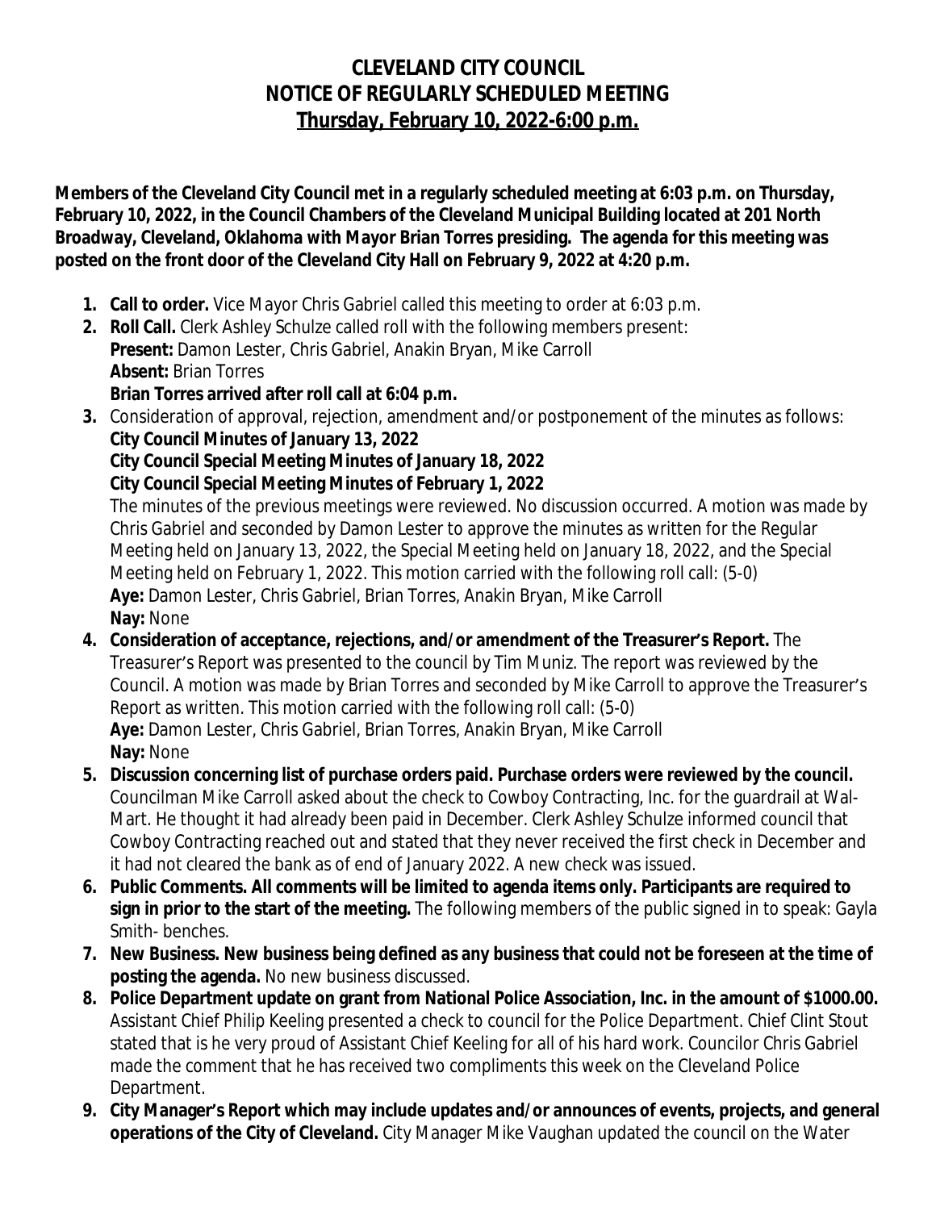# CLEVELAND CITY COUNCIL
# NOTICE OF REGULARLY SCHEDULED MEETING
## Thursday, February 10, 2022-6:00 p.m.

**Members of the Cleveland City Council met in a regularly scheduled meeting at 6:03 p.m. on Thursday, February 10, 2022, in the Council Chambers of the Cleveland Municipal Building located at 201 North Broadway, Cleveland, Oklahoma with Mayor Brian Torres presiding. The agenda for this meeting was posted on the front door of the Cleveland City Hall on February 9, 2022 at 4:20 p.m.**

1. **Call to order.** Vice Mayor Chris Gabriel called this meeting to order at 6:03 p.m.
2. **Roll Call.** Clerk Ashley Schulze called roll with the following members present:
   **Present:** Damon Lester, Chris Gabriel, Anakin Bryan, Mike Carroll
   **Absent:** Brian Torres
   **Brian Torres arrived after roll call at 6:04 p.m.**
3. Consideration of approval, rejection, amendment and/or postponement of the minutes as follows:
   **City Council Minutes of January 13, 2022**
   **City Council Special Meeting Minutes of January 18, 2022**
   **City Council Special Meeting Minutes of February 1, 2022**
   The minutes of the previous meetings were reviewed. No discussion occurred. A motion was made by Chris Gabriel and seconded by Damon Lester to approve the minutes as written for the Regular Meeting held on January 13, 2022, the Special Meeting held on January 18, 2022, and the Special Meeting held on February 1, 2022. This motion carried with the following roll call: (5-0)
   **Aye:** Damon Lester, Chris Gabriel, Brian Torres, Anakin Bryan, Mike Carroll
   **Nay:** None
4. **Consideration of acceptance, rejections, and/or amendment of the Treasurer's Report.** The Treasurer's Report was presented to the council by Tim Muniz. The report was reviewed by the Council. A motion was made by Brian Torres and seconded by Mike Carroll to approve the Treasurer's Report as written. This motion carried with the following roll call: (5-0)
   **Aye:** Damon Lester, Chris Gabriel, Brian Torres, Anakin Bryan, Mike Carroll
   **Nay:** None
5. **Discussion concerning list of purchase orders paid. Purchase orders were reviewed by the council.** Councilman Mike Carroll asked about the check to Cowboy Contracting, Inc. for the guardrail at Wal-Mart. He thought it had already been paid in December. Clerk Ashley Schulze informed council that Cowboy Contracting reached out and stated that they never received the first check in December and it had not cleared the bank as of end of January 2022. A new check was issued.
6. **Public Comments. All comments will be limited to agenda items only. Participants are required to sign in prior to the start of the meeting.** The following members of the public signed in to speak: Gayla Smith- benches.
7. **New Business. New business being defined as any business that could not be foreseen at the time of posting the agenda.** No new business discussed.
8. **Police Department update on grant from National Police Association, Inc. in the amount of $1000.00.** Assistant Chief Philip Keeling presented a check to council for the Police Department. Chief Clint Stout stated that is he very proud of Assistant Chief Keeling for all of his hard work. Councilor Chris Gabriel made the comment that he has received two compliments this week on the Cleveland Police Department.
9. **City Manager's Report which may include updates and/or announces of events, projects, and general operations of the City of Cleveland.** City Manager Mike Vaughan updated the council on the Water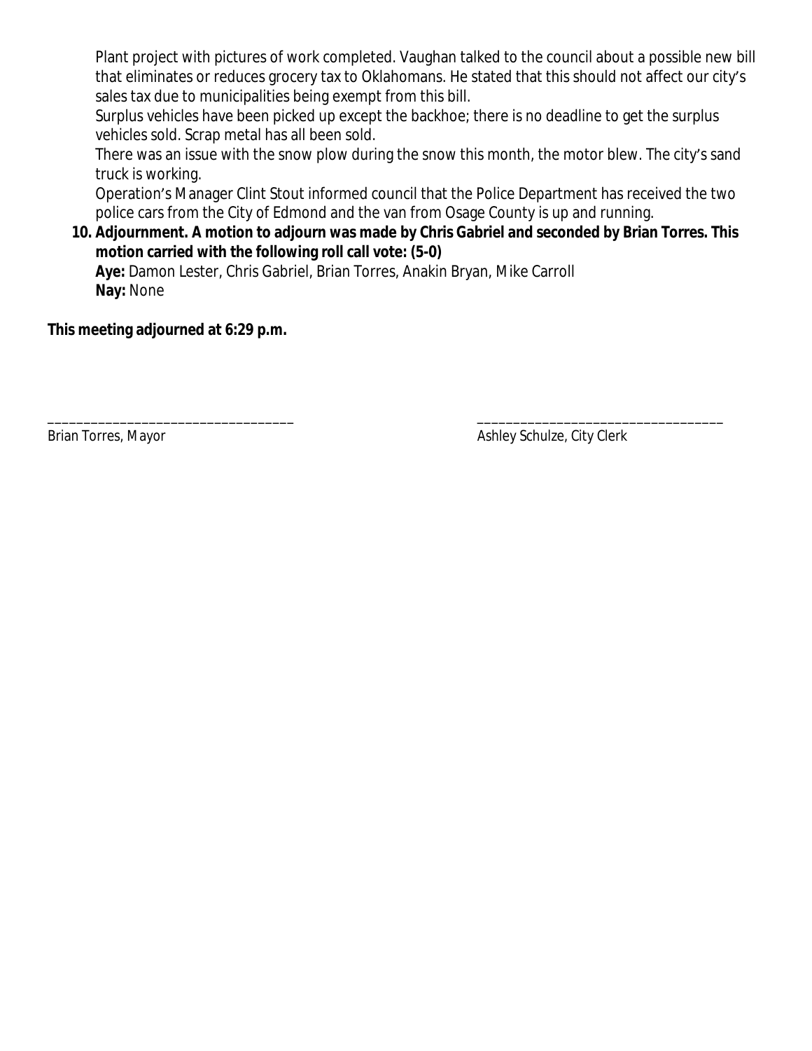Plant project with pictures of work completed. Vaughan talked to the council about a possible new bill that eliminates or reduces grocery tax to Oklahomans. He stated that this should not affect our city's sales tax due to municipalities being exempt from this bill.

Surplus vehicles have been picked up except the backhoe; there is no deadline to get the surplus vehicles sold. Scrap metal has all been sold.

There was an issue with the snow plow during the snow this month, the motor blew. The city's sand truck is working.

Operation's Manager Clint Stout informed council that the Police Department has received the two police cars from the City of Edmond and the van from Osage County is up and running.

**10. Adjournment. A motion to adjourn was made by Chris Gabriel and seconded by Brian Torres. This motion carried with the following roll call vote: (5-0)**

**Aye:** Damon Lester, Chris Gabriel, Brian Torres, Anakin Bryan, Mike Carroll
**Nay:** None

**This meeting adjourned at 6:29 p.m.**

_________________________________ _________________________________
Brian Torres, Mayor Ashley Schulze, City Clerk